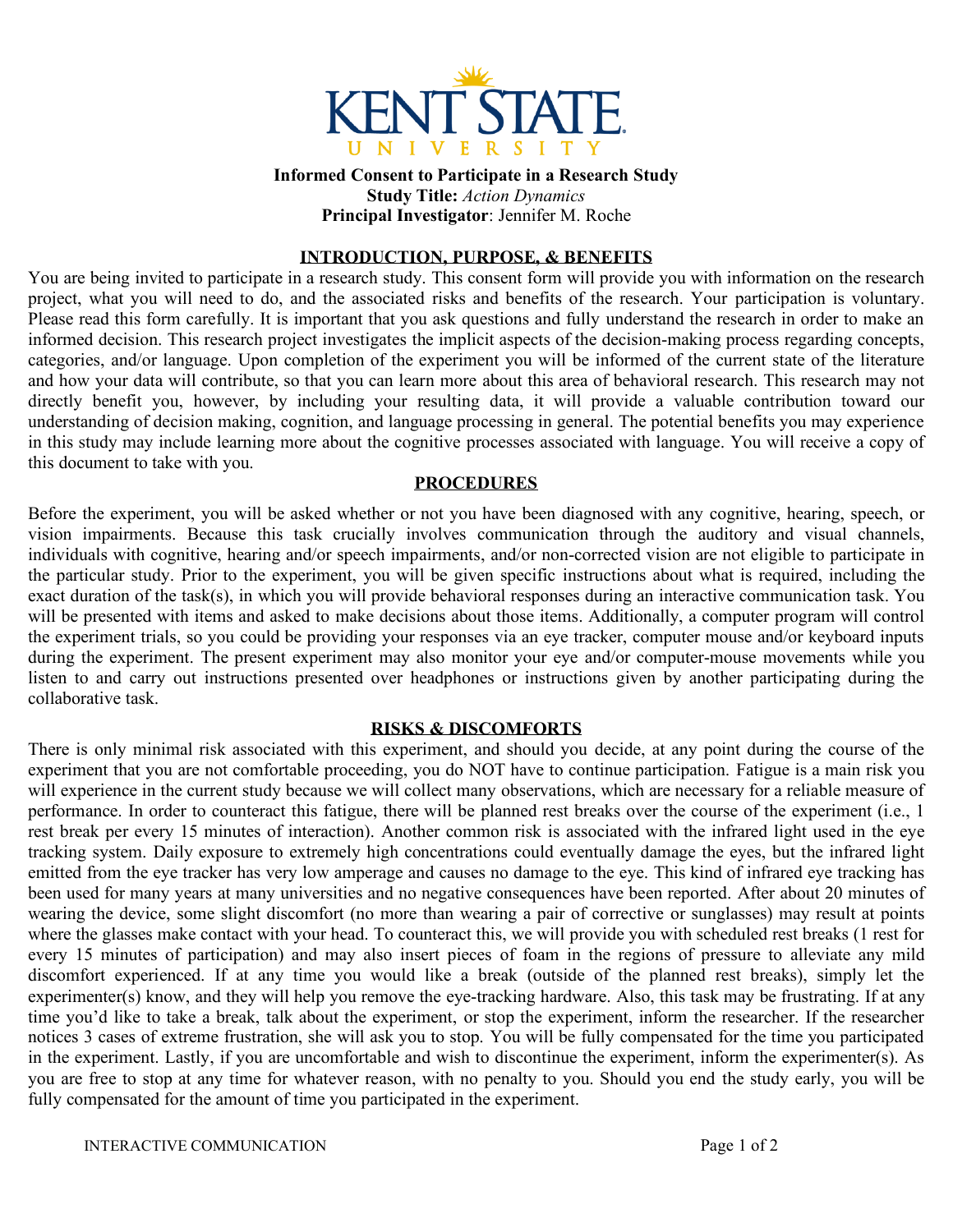**Informed Consent to Participate in a Research Study**
**Study Title:** *Action Dynamics*
**Principal Investigator**: Jennifer M. Roche

## INTRODUCTION, PURPOSE, & BENEFITS

You are being invited to participate in a research study. This consent form will provide you with information on the research project, what you will need to do, and the associated risks and benefits of the research. Your participation is voluntary. Please read this form carefully. It is important that you ask questions and fully understand the research in order to make an informed decision. This research project investigates the implicit aspects of the decision-making process regarding concepts, categories, and/or language. Upon completion of the experiment you will be informed of the current state of the literature and how your data will contribute, so that you can learn more about this area of behavioral research. This research may not directly benefit you, however, by including your resulting data, it will provide a valuable contribution toward our understanding of decision making, cognition, and language processing in general. The potential benefits you may experience in this study may include learning more about the cognitive processes associated with language. You will receive a copy of this document to take with you.

## PROCEDURES

Before the experiment, you will be asked whether or not you have been diagnosed with any cognitive, hearing, speech, or vision impairments. Because this task crucially involves communication through the auditory and visual channels, individuals with cognitive, hearing and/or speech impairments, and/or non-corrected vision are not eligible to participate in the particular study. Prior to the experiment, you will be given specific instructions about what is required, including the exact duration of the task(s), in which you will provide behavioral responses during an interactive communication task. You will be presented with items and asked to make decisions about those items. Additionally, a computer program will control the experiment trials, so you could be providing your responses via an eye tracker, computer mouse and/or keyboard inputs during the experiment. The present experiment may also monitor your eye and/or computer-mouse movements while you listen to and carry out instructions presented over headphones or instructions given by another participating during the collaborative task.

## RISKS & DISCOMFORTS

There is only minimal risk associated with this experiment, and should you decide, at any point during the course of the experiment that you are not comfortable proceeding, you do NOT have to continue participation. Fatigue is a main risk you will experience in the current study because we will collect many observations, which are necessary for a reliable measure of performance. In order to counteract this fatigue, there will be planned rest breaks over the course of the experiment (i.e., 1 rest break per every 15 minutes of interaction). Another common risk is associated with the infrared light used in the eye tracking system. Daily exposure to extremely high concentrations could eventually damage the eyes, but the infrared light emitted from the eye tracker has very low amperage and causes no damage to the eye. This kind of infrared eye tracking has been used for many years at many universities and no negative consequences have been reported. After about 20 minutes of wearing the device, some slight discomfort (no more than wearing a pair of corrective or sunglasses) may result at points where the glasses make contact with your head. To counteract this, we will provide you with scheduled rest breaks (1 rest for every 15 minutes of participation) and may also insert pieces of foam in the regions of pressure to alleviate any mild discomfort experienced. If at any time you would like a break (outside of the planned rest breaks), simply let the experimenter(s) know, and they will help you remove the eye-tracking hardware. Also, this task may be frustrating. If at any time you'd like to take a break, talk about the experiment, or stop the experiment, inform the researcher. If the researcher notices 3 cases of extreme frustration, she will ask you to stop. You will be fully compensated for the time you participated in the experiment. Lastly, if you are uncomfortable and wish to discontinue the experiment, inform the experimenter(s). As you are free to stop at any time for whatever reason, with no penalty to you. Should you end the study early, you will be fully compensated for the amount of time you participated in the experiment.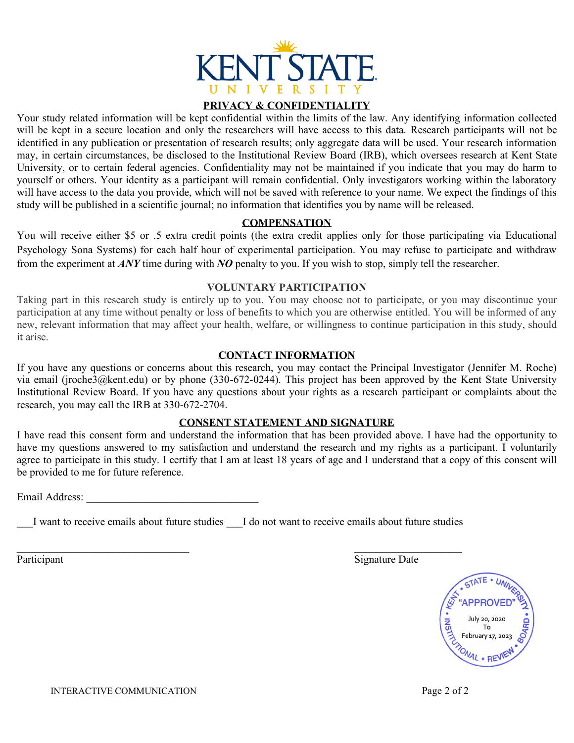KENT STATE UNIVERSITY

## PRIVACY & CONFIDENTIALITY

Your study related information will be kept confidential within the limits of the law. Any identifying information collected will be kept in a secure location and only the researchers will have access to this data. Research participants will not be identified in any publication or presentation of research results; only aggregate data will be used. Your research information may, in certain circumstances, be disclosed to the Institutional Review Board (IRB), which oversees research at Kent State University, or to certain federal agencies. Confidentiality may not be maintained if you indicate that you may do harm to yourself or others. Your identity as a participant will remain confidential. Only investigators working within the laboratory will have access to the data you provide, which will not be saved with reference to your name. We expect the findings of this study will be published in a scientific journal; no information that identifies you by name will be released.

## COMPENSATION

You will receive either $5 or .5 extra credit points (the extra credit applies only for those participating via Educational Psychology Sona Systems) for each half hour of experimental participation. You may refuse to participate and withdraw from the experiment at ***ANY*** time during with ***NO*** penalty to you. If you wish to stop, simply tell the researcher.

## VOLUNTARY PARTICIPATION

Taking part in this research study is entirely up to you. You may choose not to participate, or you may discontinue your participation at any time without penalty or loss of benefits to which you are otherwise entitled. You will be informed of any new, relevant information that may affect your health, welfare, or willingness to continue participation in this study, should it arise.

## CONTACT INFORMATION

If you have any questions or concerns about this research, you may contact the Principal Investigator (Jennifer M. Roche) via email (jroche3@kent.edu) or by phone (330-672-0244). This project has been approved by the Kent State University Institutional Review Board. If you have any questions about your rights as a research participant or complaints about the research, you may call the IRB at 330-672-2704.

## CONSENT STATEMENT AND SIGNATURE

I have read this consent form and understand the information that has been provided above. I have had the opportunity to have my questions answered to my satisfaction and understand the research and my rights as a participant. I voluntarily agree to participate in this study. I certify that I am at least 18 years of age and I understand that a copy of this consent will be provided to me for future reference.

Email Address: ________________________________

___I want to receive emails about future studies ___I do not want to receive emails about future studies

________________________________ ____________________

Participant Signature Date

KENT STATE UNIVERSITY INSTITUTIONAL REVIEW BOARD "APPROVED" July 20, 2020 To February 17, 2023

INTERACTIVE COMMUNICATION